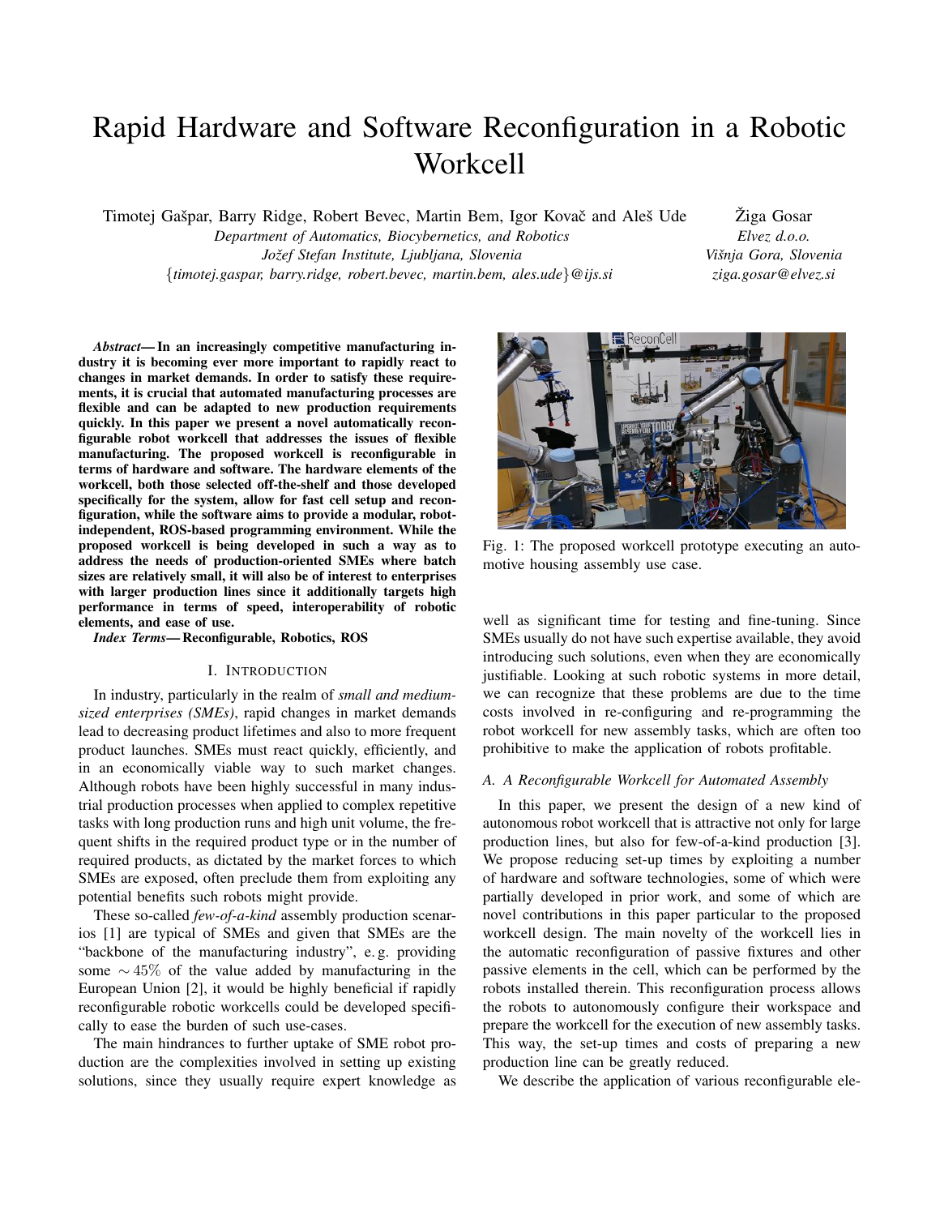# Rapid Hardware and Software Reconfiguration in a Robotic Workcell

Timotej Gašpar, Barry Ridge, Robert Bevec, Martin Bem, Igor Kovač and Aleš Ude
*Department of Automatics, Biocybernetics, and Robotics*
*Jožef Stefan Institute, Ljubljana, Slovenia*
{*timotej.gaspar, barry.ridge, robert.bevec, martin.bem, ales.ude*}*@ijs.si*

Žiga Gosar
*Elvez d.o.o.*
*Višnja Gora, Slovenia*
*ziga.gosar@elvez.si*

***Abstract*— In an increasingly competitive manufacturing industry it is becoming ever more important to rapidly react to changes in market demands. In order to satisfy these requirements, it is crucial that automated manufacturing processes are flexible and can be adapted to new production requirements quickly. In this paper we present a novel automatically reconfigurable robot workcell that addresses the issues of flexible manufacturing. The proposed workcell is reconfigurable in terms of hardware and software. The hardware elements of the workcell, both those selected off-the-shelf and those developed specifically for the system, allow for fast cell setup and reconfiguration, while the software aims to provide a modular, robot-independent, ROS-based programming environment. While the proposed workcell is being developed in such a way as to address the needs of production-oriented SMEs where batch sizes are relatively small, it will also be of interest to enterprises with larger production lines since it additionally targets high performance in terms of speed, interoperability of robotic elements, and ease of use.**

***Index Terms*— Reconfigurable, Robotics, ROS**

## I. Introduction

In industry, particularly in the realm of *small and medium-sized enterprises (SMEs)*, rapid changes in market demands lead to decreasing product lifetimes and also to more frequent product launches. SMEs must react quickly, efficiently, and in an economically viable way to such market changes. Although robots have been highly successful in many industrial production processes when applied to complex repetitive tasks with long production runs and high unit volume, the frequent shifts in the required product type or in the number of required products, as dictated by the market forces to which SMEs are exposed, often preclude them from exploiting any potential benefits such robots might provide.

These so-called *few-of-a-kind* assembly production scenarios [1] are typical of SMEs and given that SMEs are the "backbone of the manufacturing industry", e. g. providing some $\sim 45\%$ of the value added by manufacturing in the European Union [2], it would be highly beneficial if rapidly reconfigurable robotic workcells could be developed specifically to ease the burden of such use-cases.

The main hindrances to further uptake of SME robot production are the complexities involved in setting up existing solutions, since they usually require expert knowledge as well as significant time for testing and fine-tuning. Since SMEs usually do not have such expertise available, they avoid introducing such solutions, even when they are economically justifiable. Looking at such robotic systems in more detail, we can recognize that these problems are due to the time costs involved in re-configuring and re-programming the robot workcell for new assembly tasks, which are often too prohibitive to make the application of robots profitable.

Fig. 1: The proposed workcell prototype executing an automotive housing assembly use case.

### A. A Reconfigurable Workcell for Automated Assembly

In this paper, we present the design of a new kind of autonomous robot workcell that is attractive not only for large production lines, but also for few-of-a-kind production [3]. We propose reducing set-up times by exploiting a number of hardware and software technologies, some of which were partially developed in prior work, and some of which are novel contributions in this paper particular to the proposed workcell design. The main novelty of the workcell lies in the automatic reconfiguration of passive fixtures and other passive elements in the cell, which can be performed by the robots installed therein. This reconfiguration process allows the robots to autonomously configure their workspace and prepare the workcell for the execution of new assembly tasks. This way, the set-up times and costs of preparing a new production line can be greatly reduced.

We describe the application of various reconfigurable ele-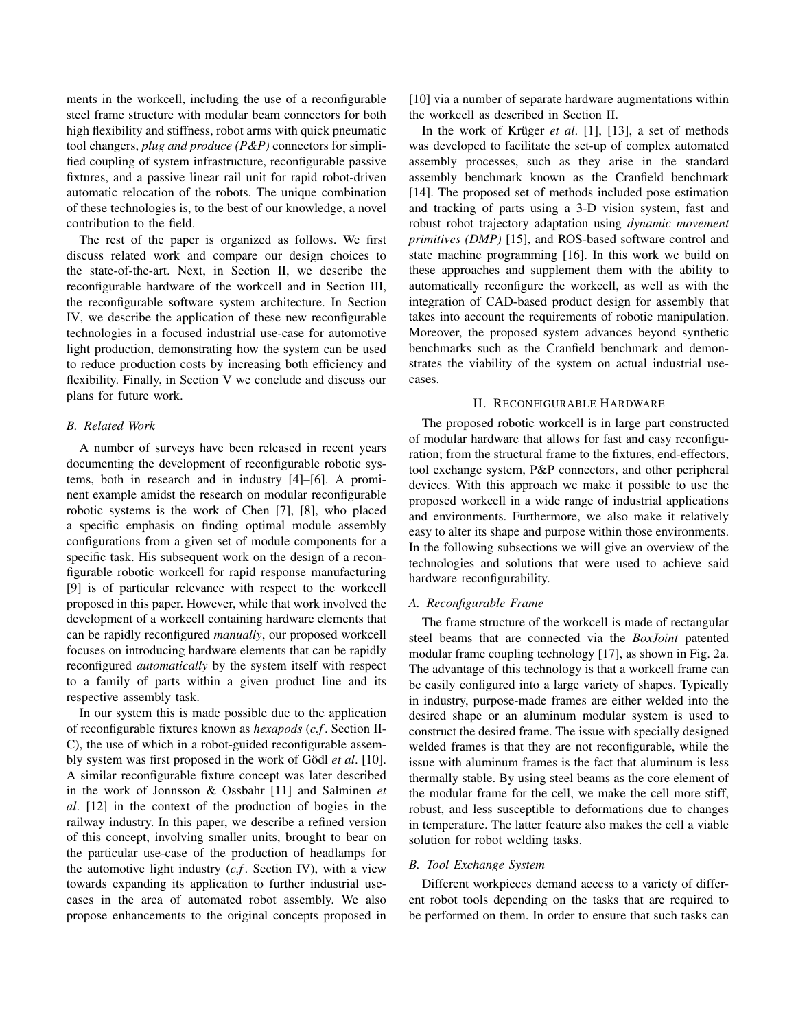ments in the workcell, including the use of a reconfigurable steel frame structure with modular beam connectors for both high flexibility and stiffness, robot arms with quick pneumatic tool changers, *plug and produce (P&P)* connectors for simplified coupling of system infrastructure, reconfigurable passive fixtures, and a passive linear rail unit for rapid robot-driven automatic relocation of the robots. The unique combination of these technologies is, to the best of our knowledge, a novel contribution to the field.

The rest of the paper is organized as follows. We first discuss related work and compare our design choices to the state-of-the-art. Next, in Section II, we describe the reconfigurable hardware of the workcell and in Section III, the reconfigurable software system architecture. In Section IV, we describe the application of these new reconfigurable technologies in a focused industrial use-case for automotive light production, demonstrating how the system can be used to reduce production costs by increasing both efficiency and flexibility. Finally, in Section V we conclude and discuss our plans for future work.

### *B. Related Work*

A number of surveys have been released in recent years documenting the development of reconfigurable robotic systems, both in research and in industry [4]–[6]. A prominent example amidst the research on modular reconfigurable robotic systems is the work of Chen [7], [8], who placed a specific emphasis on finding optimal module assembly configurations from a given set of module components for a specific task. His subsequent work on the design of a reconfigurable robotic workcell for rapid response manufacturing [9] is of particular relevance with respect to the workcell proposed in this paper. However, while that work involved the development of a workcell containing hardware elements that can be rapidly reconfigured *manually*, our proposed workcell focuses on introducing hardware elements that can be rapidly reconfigured *automatically* by the system itself with respect to a family of parts within a given product line and its respective assembly task.

In our system this is made possible due to the application of reconfigurable fixtures known as *hexapods* (*c.f*. Section II-C), the use of which in a robot-guided reconfigurable assembly system was first proposed in the work of Gödl *et al*. [10]. A similar reconfigurable fixture concept was later described in the work of Jonnsson & Ossbahr [11] and Salminen *et al*. [12] in the context of the production of bogies in the railway industry. In this paper, we describe a refined version of this concept, involving smaller units, brought to bear on the particular use-case of the production of headlamps for the automotive light industry (*c.f*. Section IV), with a view towards expanding its application to further industrial use-cases in the area of automated robot assembly. We also propose enhancements to the original concepts proposed in [10] via a number of separate hardware augmentations within the workcell as described in Section II.

In the work of Krüger *et al*. [1], [13], a set of methods was developed to facilitate the set-up of complex automated assembly processes, such as they arise in the standard assembly benchmark known as the Cranfield benchmark [14]. The proposed set of methods included pose estimation and tracking of parts using a 3-D vision system, fast and robust robot trajectory adaptation using *dynamic movement primitives (DMP)* [15], and ROS-based software control and state machine programming [16]. In this work we build on these approaches and supplement them with the ability to automatically reconfigure the workcell, as well as with the integration of CAD-based product design for assembly that takes into account the requirements of robotic manipulation. Moreover, the proposed system advances beyond synthetic benchmarks such as the Cranfield benchmark and demonstrates the viability of the system on actual industrial use-cases.

## II. RECONFIGURABLE HARDWARE

The proposed robotic workcell is in large part constructed of modular hardware that allows for fast and easy reconfiguration; from the structural frame to the fixtures, end-effectors, tool exchange system, P&P connectors, and other peripheral devices. With this approach we make it possible to use the proposed workcell in a wide range of industrial applications and environments. Furthermore, we also make it relatively easy to alter its shape and purpose within those environments. In the following subsections we will give an overview of the technologies and solutions that were used to achieve said hardware reconfigurability.

### *A. Reconfigurable Frame*

The frame structure of the workcell is made of rectangular steel beams that are connected via the *BoxJoint* patented modular frame coupling technology [17], as shown in Fig. 2a. The advantage of this technology is that a workcell frame can be easily configured into a large variety of shapes. Typically in industry, purpose-made frames are either welded into the desired shape or an aluminum modular system is used to construct the desired frame. The issue with specially designed welded frames is that they are not reconfigurable, while the issue with aluminum frames is the fact that aluminum is less thermally stable. By using steel beams as the core element of the modular frame for the cell, we make the cell more stiff, robust, and less susceptible to deformations due to changes in temperature. The latter feature also makes the cell a viable solution for robot welding tasks.

### *B. Tool Exchange System*

Different workpieces demand access to a variety of different robot tools depending on the tasks that are required to be performed on them. In order to ensure that such tasks can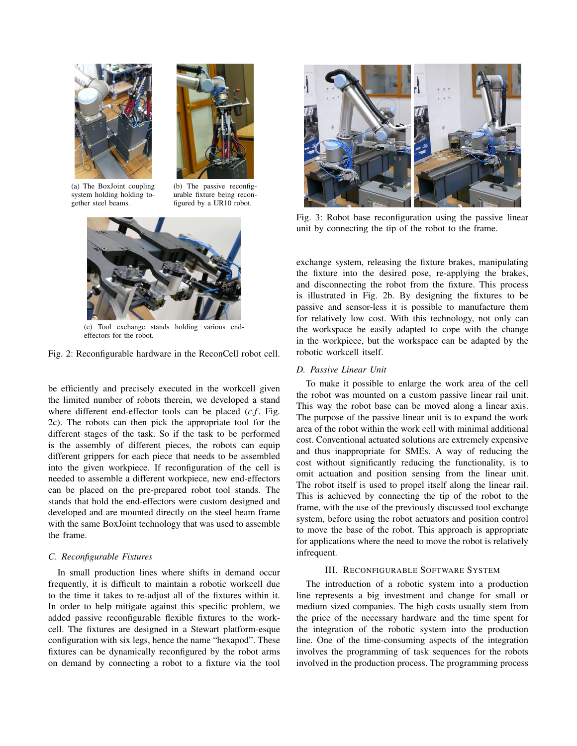(a) The BoxJoint coupling system holding holding together steel beams.

(b) The passive reconfigurable fixture being reconfigured by a UR10 robot.

(c) Tool exchange stands holding various end-effectors for the robot.

Fig. 2: Reconfigurable hardware in the ReconCell robot cell.

be efficiently and precisely executed in the workcell given the limited number of robots therein, we developed a stand where different end-effector tools can be placed (*c.f.* Fig. 2c). The robots can then pick the appropriate tool for the different stages of the task. So if the task to be performed is the assembly of different pieces, the robots can equip different grippers for each piece that needs to be assembled into the given workpiece. If reconfiguration of the cell is needed to assemble a different workpiece, new end-effectors can be placed on the pre-prepared robot tool stands. The stands that hold the end-effectors were custom designed and developed and are mounted directly on the steel beam frame with the same BoxJoint technology that was used to assemble the frame.

### C. Reconfigurable Fixtures

In small production lines where shifts in demand occur frequently, it is difficult to maintain a robotic workcell due to the time it takes to re-adjust all of the fixtures within it. In order to help mitigate against this specific problem, we added passive reconfigurable flexible fixtures to the workcell. The fixtures are designed in a Stewart platform-esque configuration with six legs, hence the name "hexapod". These fixtures can be dynamically reconfigured by the robot arms on demand by connecting a robot to a fixture via the tool exchange system, releasing the fixture brakes, manipulating the fixture into the desired pose, re-applying the brakes, and disconnecting the robot from the fixture. This process is illustrated in Fig. 2b. By designing the fixtures to be passive and sensor-less it is possible to manufacture them for relatively low cost. With this technology, not only can the workspace be easily adapted to cope with the change in the workpiece, but the workspace can be adapted by the robotic workcell itself.

Fig. 3: Robot base reconfiguration using the passive linear unit by connecting the tip of the robot to the frame.

### D. Passive Linear Unit

To make it possible to enlarge the work area of the cell the robot was mounted on a custom passive linear rail unit. This way the robot base can be moved along a linear axis. The purpose of the passive linear unit is to expand the work area of the robot within the work cell with minimal additional cost. Conventional actuated solutions are extremely expensive and thus inappropriate for SMEs. A way of reducing the cost without significantly reducing the functionality, is to omit actuation and position sensing from the linear unit. The robot itself is used to propel itself along the linear rail. This is achieved by connecting the tip of the robot to the frame, with the use of the previously discussed tool exchange system, before using the robot actuators and position control to move the base of the robot. This approach is appropriate for applications where the need to move the robot is relatively infrequent.

## III. Reconfigurable Software System

The introduction of a robotic system into a production line represents a big investment and change for small or medium sized companies. The high costs usually stem from the price of the necessary hardware and the time spent for the integration of the robotic system into the production line. One of the time-consuming aspects of the integration involves the programming of task sequences for the robots involved in the production process. The programming process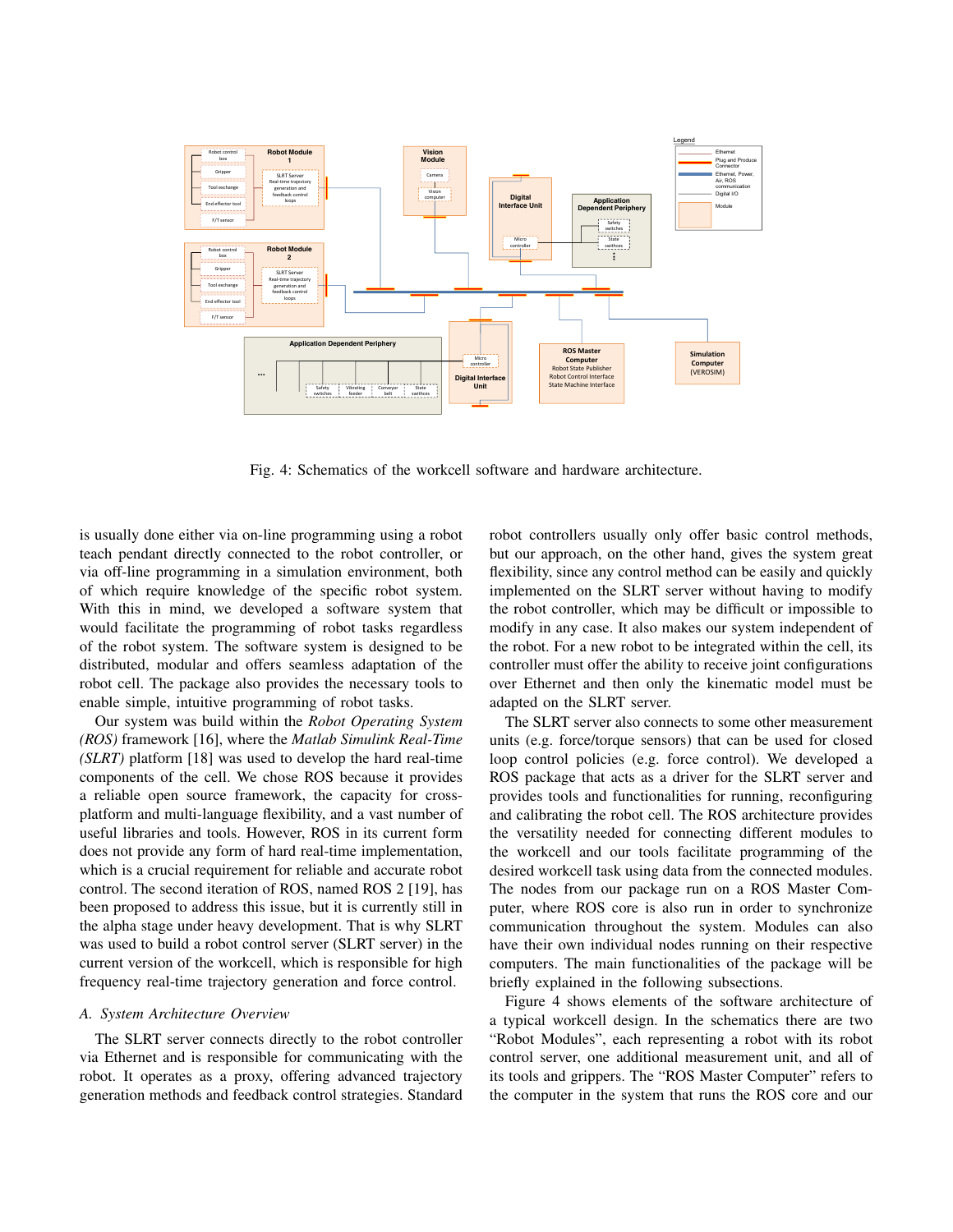Fig. 4: Schematics of the workcell software and hardware architecture.

is usually done either via on-line programming using a robot teach pendant directly connected to the robot controller, or via off-line programming in a simulation environment, both of which require knowledge of the specific robot system. With this in mind, we developed a software system that would facilitate the programming of robot tasks regardless of the robot system. The software system is designed to be distributed, modular and offers seamless adaptation of the robot cell. The package also provides the necessary tools to enable simple, intuitive programming of robot tasks.

Our system was build within the *Robot Operating System (ROS)* framework [16], where the *Matlab Simulink Real-Time (SLRT)* platform [18] was used to develop the hard real-time components of the cell. We chose ROS because it provides a reliable open source framework, the capacity for cross-platform and multi-language flexibility, and a vast number of useful libraries and tools. However, ROS in its current form does not provide any form of hard real-time implementation, which is a crucial requirement for reliable and accurate robot control. The second iteration of ROS, named ROS 2 [19], has been proposed to address this issue, but it is currently still in the alpha stage under heavy development. That is why SLRT was used to build a robot control server (SLRT server) in the current version of the workcell, which is responsible for high frequency real-time trajectory generation and force control.

### A. System Architecture Overview

The SLRT server connects directly to the robot controller via Ethernet and is responsible for communicating with the robot. It operates as a proxy, offering advanced trajectory generation methods and feedback control strategies. Standard robot controllers usually only offer basic control methods, but our approach, on the other hand, gives the system great flexibility, since any control method can be easily and quickly implemented on the SLRT server without having to modify the robot controller, which may be difficult or impossible to modify in any case. It also makes our system independent of the robot. For a new robot to be integrated within the cell, its controller must offer the ability to receive joint configurations over Ethernet and then only the kinematic model must be adapted on the SLRT server.

The SLRT server also connects to some other measurement units (e.g. force/torque sensors) that can be used for closed loop control policies (e.g. force control). We developed a ROS package that acts as a driver for the SLRT server and provides tools and functionalities for running, reconfiguring and calibrating the robot cell. The ROS architecture provides the versatility needed for connecting different modules to the workcell and our tools facilitate programming of the desired workcell task using data from the connected modules. The nodes from our package run on a ROS Master Computer, where ROS core is also run in order to synchronize communication throughout the system. Modules can also have their own individual nodes running on their respective computers. The main functionalities of the package will be briefly explained in the following subsections.

Figure 4 shows elements of the software architecture of a typical workcell design. In the schematics there are two "Robot Modules", each representing a robot with its robot control server, one additional measurement unit, and all of its tools and grippers. The "ROS Master Computer" refers to the computer in the system that runs the ROS core and our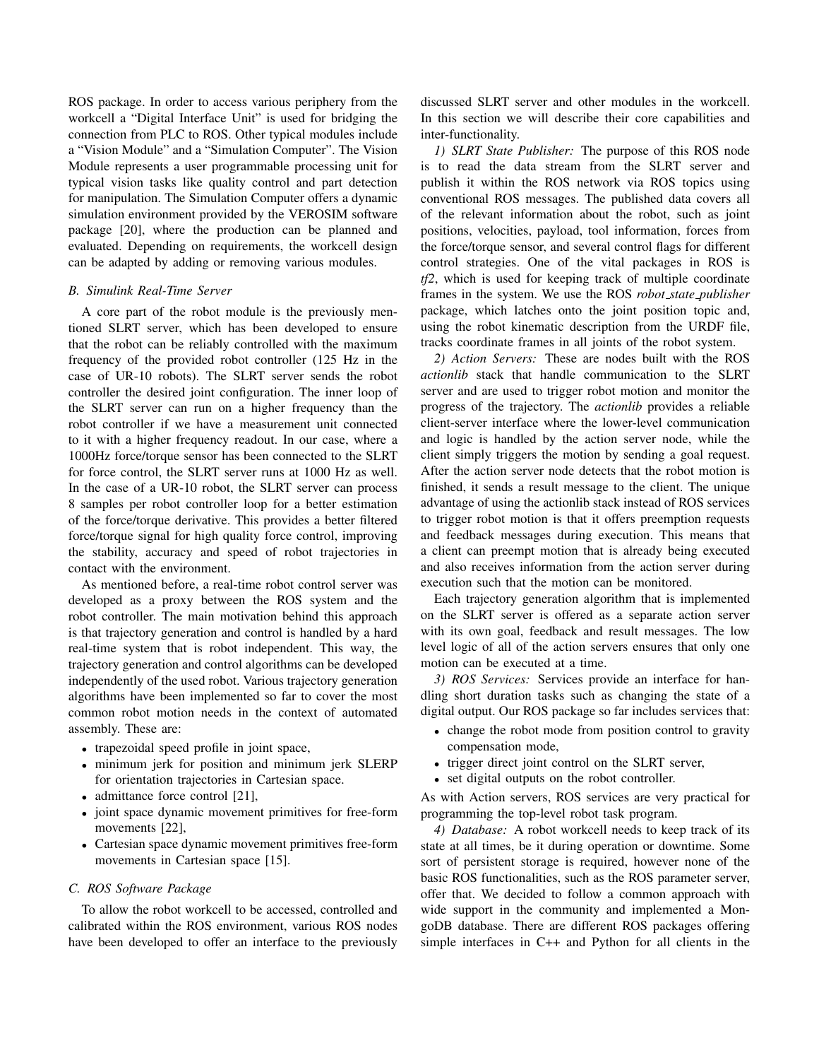ROS package. In order to access various periphery from the workcell a "Digital Interface Unit" is used for bridging the connection from PLC to ROS. Other typical modules include a "Vision Module" and a "Simulation Computer". The Vision Module represents a user programmable processing unit for typical vision tasks like quality control and part detection for manipulation. The Simulation Computer offers a dynamic simulation environment provided by the VEROSIM software package [20], where the production can be planned and evaluated. Depending on requirements, the workcell design can be adapted by adding or removing various modules.

### *B. Simulink Real-Time Server*

A core part of the robot module is the previously mentioned SLRT server, which has been developed to ensure that the robot can be reliably controlled with the maximum frequency of the provided robot controller (125 Hz in the case of UR-10 robots). The SLRT server sends the robot controller the desired joint configuration. The inner loop of the SLRT server can run on a higher frequency than the robot controller if we have a measurement unit connected to it with a higher frequency readout. In our case, where a 1000Hz force/torque sensor has been connected to the SLRT for force control, the SLRT server runs at 1000 Hz as well. In the case of a UR-10 robot, the SLRT server can process 8 samples per robot controller loop for a better estimation of the force/torque derivative. This provides a better filtered force/torque signal for high quality force control, improving the stability, accuracy and speed of robot trajectories in contact with the environment.

As mentioned before, a real-time robot control server was developed as a proxy between the ROS system and the robot controller. The main motivation behind this approach is that trajectory generation and control is handled by a hard real-time system that is robot independent. This way, the trajectory generation and control algorithms can be developed independently of the used robot. Various trajectory generation algorithms have been implemented so far to cover the most common robot motion needs in the context of automated assembly. These are:

- trapezoidal speed profile in joint space,
- minimum jerk for position and minimum jerk SLERP for orientation trajectories in Cartesian space.
- admittance force control [21],
- joint space dynamic movement primitives for free-form movements [22],
- Cartesian space dynamic movement primitives free-form movements in Cartesian space [15].

### *C. ROS Software Package*

To allow the robot workcell to be accessed, controlled and calibrated within the ROS environment, various ROS nodes have been developed to offer an interface to the previously discussed SLRT server and other modules in the workcell. In this section we will describe their core capabilities and inter-functionality.

*1) SLRT State Publisher:* The purpose of this ROS node is to read the data stream from the SLRT server and publish it within the ROS network via ROS topics using conventional ROS messages. The published data covers all of the relevant information about the robot, such as joint positions, velocities, payload, tool information, forces from the force/torque sensor, and several control flags for different control strategies. One of the vital packages in ROS is *tf2*, which is used for keeping track of multiple coordinate frames in the system. We use the ROS *robot_state_publisher* package, which latches onto the joint position topic and, using the robot kinematic description from the URDF file, tracks coordinate frames in all joints of the robot system.

*2) Action Servers:* These are nodes built with the ROS *actionlib* stack that handle communication to the SLRT server and are used to trigger robot motion and monitor the progress of the trajectory. The *actionlib* provides a reliable client-server interface where the lower-level communication and logic is handled by the action server node, while the client simply triggers the motion by sending a goal request. After the action server node detects that the robot motion is finished, it sends a result message to the client. The unique advantage of using the actionlib stack instead of ROS services to trigger robot motion is that it offers preemption requests and feedback messages during execution. This means that a client can preempt motion that is already being executed and also receives information from the action server during execution such that the motion can be monitored.

Each trajectory generation algorithm that is implemented on the SLRT server is offered as a separate action server with its own goal, feedback and result messages. The low level logic of all of the action servers ensures that only one motion can be executed at a time.

*3) ROS Services:* Services provide an interface for handling short duration tasks such as changing the state of a digital output. Our ROS package so far includes services that:

- change the robot mode from position control to gravity compensation mode,
- trigger direct joint control on the SLRT server,
- set digital outputs on the robot controller.

As with Action servers, ROS services are very practical for programming the top-level robot task program.

*4) Database:* A robot workcell needs to keep track of its state at all times, be it during operation or downtime. Some sort of persistent storage is required, however none of the basic ROS functionalities, such as the ROS parameter server, offer that. We decided to follow a common approach with wide support in the community and implemented a MongoDB database. There are different ROS packages offering simple interfaces in C++ and Python for all clients in the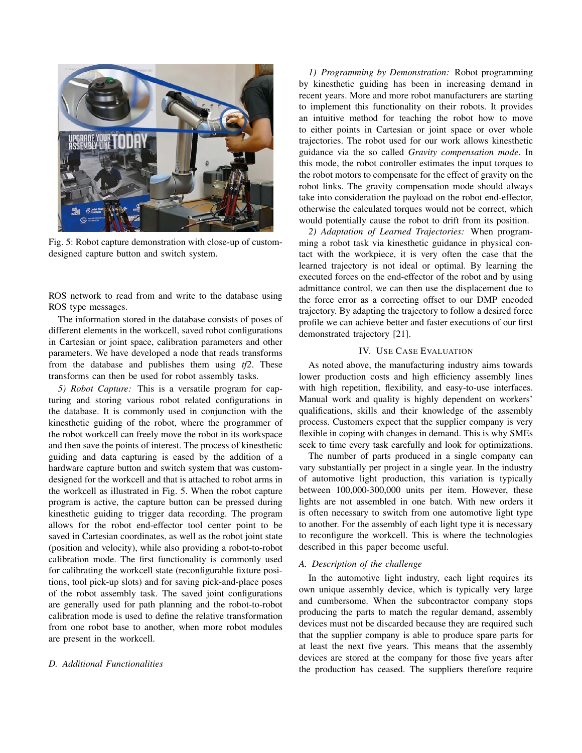Fig. 5: Robot capture demonstration with close-up of custom-designed capture button and switch system.

ROS network to read from and write to the database using ROS type messages.

The information stored in the database consists of poses of different elements in the workcell, saved robot configurations in Cartesian or joint space, calibration parameters and other parameters. We have developed a node that reads transforms from the database and publishes them using *tf2*. These transforms can then be used for robot assembly tasks.

*5) Robot Capture:* This is a versatile program for capturing and storing various robot related configurations in the database. It is commonly used in conjunction with the kinesthetic guiding of the robot, where the programmer of the robot workcell can freely move the robot in its workspace and then save the points of interest. The process of kinesthetic guiding and data capturing is eased by the addition of a hardware capture button and switch system that was custom-designed for the workcell and that is attached to robot arms in the workcell as illustrated in Fig. 5. When the robot capture program is active, the capture button can be pressed during kinesthetic guiding to trigger data recording. The program allows for the robot end-effector tool center point to be saved in Cartesian coordinates, as well as the robot joint state (position and velocity), while also providing a robot-to-robot calibration mode. The first functionality is commonly used for calibrating the workcell state (reconfigurable fixture positions, tool pick-up slots) and for saving pick-and-place poses of the robot assembly task. The saved joint configurations are generally used for path planning and the robot-to-robot calibration mode is used to define the relative transformation from one robot base to another, when more robot modules are present in the workcell.

### D. Additional Functionalities

*1) Programming by Demonstration:* Robot programming by kinesthetic guiding has been in increasing demand in recent years. More and more robot manufacturers are starting to implement this functionality on their robots. It provides an intuitive method for teaching the robot how to move to either points in Cartesian or joint space or over whole trajectories. The robot used for our work allows kinesthetic guidance via the so called *Gravity compensation mode*. In this mode, the robot controller estimates the input torques to the robot motors to compensate for the effect of gravity on the robot links. The gravity compensation mode should always take into consideration the payload on the robot end-effector, otherwise the calculated torques would not be correct, which would potentially cause the robot to drift from its position.

*2) Adaptation of Learned Trajectories:* When programming a robot task via kinesthetic guidance in physical contact with the workpiece, it is very often the case that the learned trajectory is not ideal or optimal. By learning the executed forces on the end-effector of the robot and by using admittance control, we can then use the displacement due to the force error as a correcting offset to our DMP encoded trajectory. By adapting the trajectory to follow a desired force profile we can achieve better and faster executions of our first demonstrated trajectory [21].

## IV. Use Case Evaluation

As noted above, the manufacturing industry aims towards lower production costs and high efficiency assembly lines with high repetition, flexibility, and easy-to-use interfaces. Manual work and quality is highly dependent on workers' qualifications, skills and their knowledge of the assembly process. Customers expect that the supplier company is very flexible in coping with changes in demand. This is why SMEs seek to time every task carefully and look for optimizations.

The number of parts produced in a single company can vary substantially per project in a single year. In the industry of automotive light production, this variation is typically between 100,000-300,000 units per item. However, these lights are not assembled in one batch. With new orders it is often necessary to switch from one automotive light type to another. For the assembly of each light type it is necessary to reconfigure the workcell. This is where the technologies described in this paper become useful.

### A. Description of the challenge

In the automotive light industry, each light requires its own unique assembly device, which is typically very large and cumbersome. When the subcontractor company stops producing the parts to match the regular demand, assembly devices must not be discarded because they are required such that the supplier company is able to produce spare parts for at least the next five years. This means that the assembly devices are stored at the company for those five years after the production has ceased. The suppliers therefore require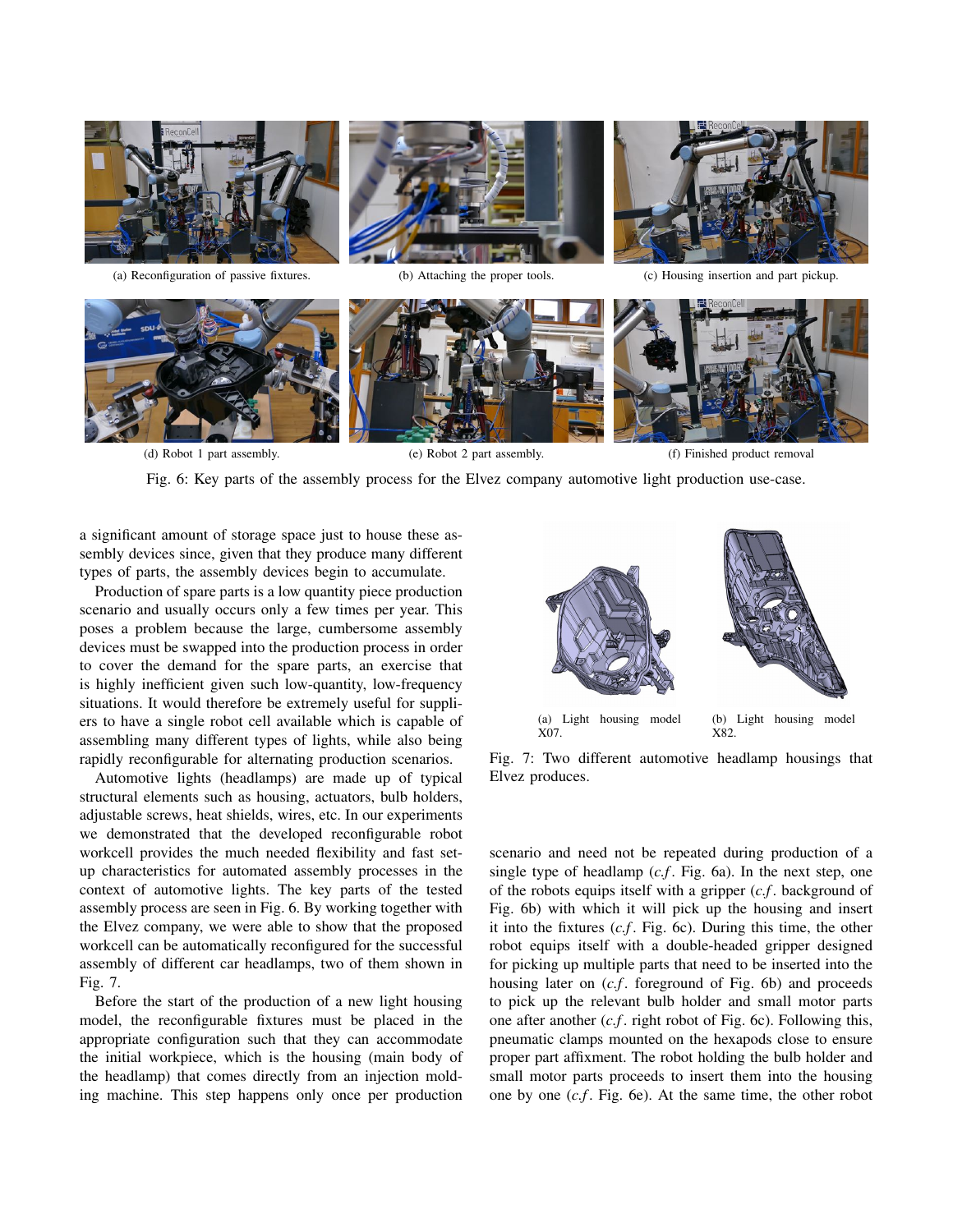(a) Reconfiguration of passive fixtures.

(b) Attaching the proper tools.

(c) Housing insertion and part pickup.

(d) Robot 1 part assembly.

(e) Robot 2 part assembly.

(f) Finished product removal

Fig. 6: Key parts of the assembly process for the Elvez company automotive light production use-case.

a significant amount of storage space just to house these assembly devices since, given that they produce many different types of parts, the assembly devices begin to accumulate.

Production of spare parts is a low quantity piece production scenario and usually occurs only a few times per year. This poses a problem because the large, cumbersome assembly devices must be swapped into the production process in order to cover the demand for the spare parts, an exercise that is highly inefficient given such low-quantity, low-frequency situations. It would therefore be extremely useful for suppliers to have a single robot cell available which is capable of assembling many different types of lights, while also being rapidly reconfigurable for alternating production scenarios.

Automotive lights (headlamps) are made up of typical structural elements such as housing, actuators, bulb holders, adjustable screws, heat shields, wires, etc. In our experiments we demonstrated that the developed reconfigurable robot workcell provides the much needed flexibility and fast set-up characteristics for automated assembly processes in the context of automotive lights. The key parts of the tested assembly process are seen in Fig. 6. By working together with the Elvez company, we were able to show that the proposed workcell can be automatically reconfigured for the successful assembly of different car headlamps, two of them shown in Fig. 7.

Before the start of the production of a new light housing model, the reconfigurable fixtures must be placed in the appropriate configuration such that they can accommodate the initial workpiece, which is the housing (main body of the headlamp) that comes directly from an injection molding machine. This step happens only once per production

(a) Light housing model X07.

(b) Light housing model X82.

Fig. 7: Two different automotive headlamp housings that Elvez produces.

scenario and need not be repeated during production of a single type of headlamp (*c.f*. Fig. 6a). In the next step, one of the robots equips itself with a gripper (*c.f*. background of Fig. 6b) with which it will pick up the housing and insert it into the fixtures (*c.f*. Fig. 6c). During this time, the other robot equips itself with a double-headed gripper designed for picking up multiple parts that need to be inserted into the housing later on (*c.f*. foreground of Fig. 6b) and proceeds to pick up the relevant bulb holder and small motor parts one after another (*c.f*. right robot of Fig. 6c). Following this, pneumatic clamps mounted on the hexapods close to ensure proper part affixment. The robot holding the bulb holder and small motor parts proceeds to insert them into the housing one by one (*c.f*. Fig. 6e). At the same time, the other robot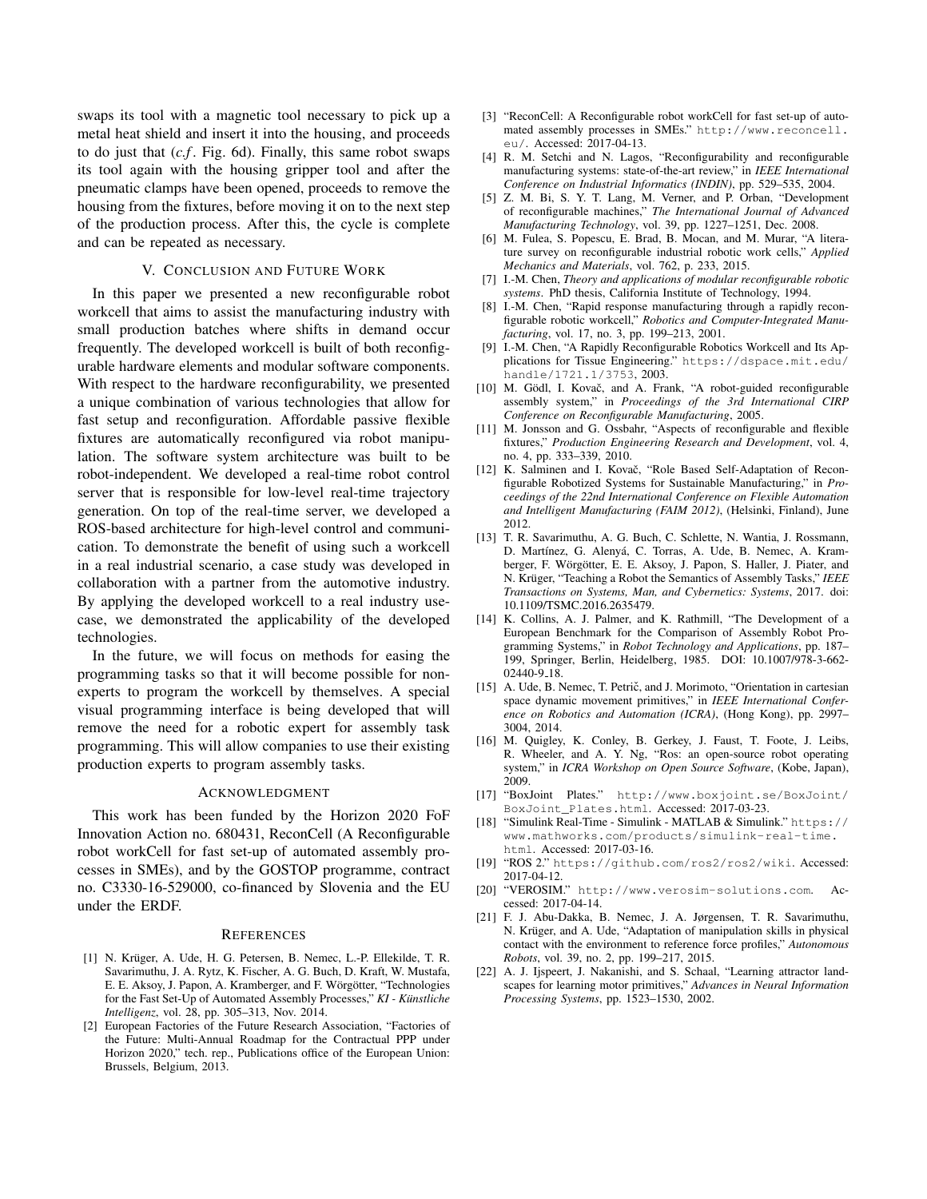swaps its tool with a magnetic tool necessary to pick up a metal heat shield and insert it into the housing, and proceeds to do just that (*c.f*. Fig. 6d). Finally, this same robot swaps its tool again with the housing gripper tool and after the pneumatic clamps have been opened, proceeds to remove the housing from the fixtures, before moving it on to the next step of the production process. After this, the cycle is complete and can be repeated as necessary.

## V. Conclusion and Future Work

In this paper we presented a new reconfigurable robot workcell that aims to assist the manufacturing industry with small production batches where shifts in demand occur frequently. The developed workcell is built of both reconfigurable hardware elements and modular software components. With respect to the hardware reconfigurability, we presented a unique combination of various technologies that allow for fast setup and reconfiguration. Affordable passive flexible fixtures are automatically reconfigured via robot manipulation. The software system architecture was built to be robot-independent. We developed a real-time robot control server that is responsible for low-level real-time trajectory generation. On top of the real-time server, we developed a ROS-based architecture for high-level control and communication. To demonstrate the benefit of using such a workcell in a real industrial scenario, a case study was developed in collaboration with a partner from the automotive industry. By applying the developed workcell to a real industry use-case, we demonstrated the applicability of the developed technologies.

In the future, we will focus on methods for easing the programming tasks so that it will become possible for non-experts to program the workcell by themselves. A special visual programming interface is being developed that will remove the need for a robotic expert for assembly task programming. This will allow companies to use their existing production experts to program assembly tasks.

## Acknowledgment

This work has been funded by the Horizon 2020 FoF Innovation Action no. 680431, ReconCell (A Reconfigurable robot workCell for fast set-up of automated assembly processes in SMEs), and by the GOSTOP programme, contract no. C3330-16-529000, co-financed by Slovenia and the EU under the ERDF.

## References

[1] N. Krüger, A. Ude, H. G. Petersen, B. Nemec, L.-P. Ellekilde, T. R. Savarimuthu, J. A. Rytz, K. Fischer, A. G. Buch, D. Kraft, W. Mustafa, E. E. Aksoy, J. Papon, A. Kramberger, and F. Wörgötter, "Technologies for the Fast Set-Up of Automated Assembly Processes," *KI - Künstliche Intelligenz*, vol. 28, pp. 305–313, Nov. 2014.

[2] European Factories of the Future Research Association, "Factories of the Future: Multi-Annual Roadmap for the Contractual PPP under Horizon 2020," tech. rep., Publications office of the European Union: Brussels, Belgium, 2013.

[3] "ReconCell: A Reconfigurable robot workCell for fast set-up of automated assembly processes in SMEs." http://www.reconcell.eu/. Accessed: 2017-04-13.

[4] R. M. Setchi and N. Lagos, "Reconfigurability and reconfigurable manufacturing systems: state-of-the-art review," in *IEEE International Conference on Industrial Informatics (INDIN)*, pp. 529–535, 2004.

[5] Z. M. Bi, S. Y. T. Lang, M. Verner, and P. Orban, "Development of reconfigurable machines," *The International Journal of Advanced Manufacturing Technology*, vol. 39, pp. 1227–1251, Dec. 2008.

[6] M. Fulea, S. Popescu, E. Brad, B. Mocan, and M. Murar, "A literature survey on reconfigurable industrial robotic work cells," *Applied Mechanics and Materials*, vol. 762, p. 233, 2015.

[7] I.-M. Chen, *Theory and applications of modular reconfigurable robotic systems*. PhD thesis, California Institute of Technology, 1994.

[8] I.-M. Chen, "Rapid response manufacturing through a rapidly reconfigurable robotic workcell," *Robotics and Computer-Integrated Manufacturing*, vol. 17, no. 3, pp. 199–213, 2001.

[9] I.-M. Chen, "A Rapidly Reconfigurable Robotics Workcell and Its Applications for Tissue Engineering." https://dspace.mit.edu/handle/1721.1/3753, 2003.

[10] M. Gödl, I. Kovač, and A. Frank, "A robot-guided reconfigurable assembly system," in *Proceedings of the 3rd International CIRP Conference on Reconfigurable Manufacturing*, 2005.

[11] M. Jonsson and G. Ossbahr, "Aspects of reconfigurable and flexible fixtures," *Production Engineering Research and Development*, vol. 4, no. 4, pp. 333–339, 2010.

[12] K. Salminen and I. Kovač, "Role Based Self-Adaptation of Reconfigurable Robotized Systems for Sustainable Manufacturing," in *Proceedings of the 22nd International Conference on Flexible Automation and Intelligent Manufacturing (FAIM 2012)*, (Helsinki, Finland), June 2012.

[13] T. R. Savarimuthu, A. G. Buch, C. Schlette, N. Wantia, J. Rossmann, D. Martínez, G. Alenyá, C. Torras, A. Ude, B. Nemec, A. Kramberger, F. Wörgötter, E. E. Aksoy, J. Papon, S. Haller, J. Piater, and N. Krüger, "Teaching a Robot the Semantics of Assembly Tasks," *IEEE Transactions on Systems, Man, and Cybernetics: Systems*, 2017. doi: 10.1109/TSMC.2016.2635479.

[14] K. Collins, A. J. Palmer, and K. Rathmill, "The Development of a European Benchmark for the Comparison of Assembly Robot Programming Systems," in *Robot Technology and Applications*, pp. 187–199, Springer, Berlin, Heidelberg, 1985. DOI: 10.1007/978-3-662-02440-9_18.

[15] A. Ude, B. Nemec, T. Petrič, and J. Morimoto, "Orientation in cartesian space dynamic movement primitives," in *IEEE International Conference on Robotics and Automation (ICRA)*, (Hong Kong), pp. 2997–3004, 2014.

[16] M. Quigley, K. Conley, B. Gerkey, J. Faust, T. Foote, J. Leibs, R. Wheeler, and A. Y. Ng, "Ros: an open-source robot operating system," in *ICRA Workshop on Open Source Software*, (Kobe, Japan), 2009.

[17] "BoxJoint Plates." http://www.boxjoint.se/BoxJoint/BoxJoint_Plates.html. Accessed: 2017-03-23.

[18] "Simulink Real-Time - Simulink - MATLAB & Simulink." https://www.mathworks.com/products/simulink-real-time.html. Accessed: 2017-03-16.

[19] "ROS 2." https://github.com/ros2/ros2/wiki. Accessed: 2017-04-12.

[20] "VEROSIM." http://www.verosim-solutions.com. Accessed: 2017-04-14.

[21] F. J. Abu-Dakka, B. Nemec, J. A. Jørgensen, T. R. Savarimuthu, N. Krüger, and A. Ude, "Adaptation of manipulation skills in physical contact with the environment to reference force profiles," *Autonomous Robots*, vol. 39, no. 2, pp. 199–217, 2015.

[22] A. J. Ijspeert, J. Nakanishi, and S. Schaal, "Learning attractor landscapes for learning motor primitives," *Advances in Neural Information Processing Systems*, pp. 1523–1530, 2002.